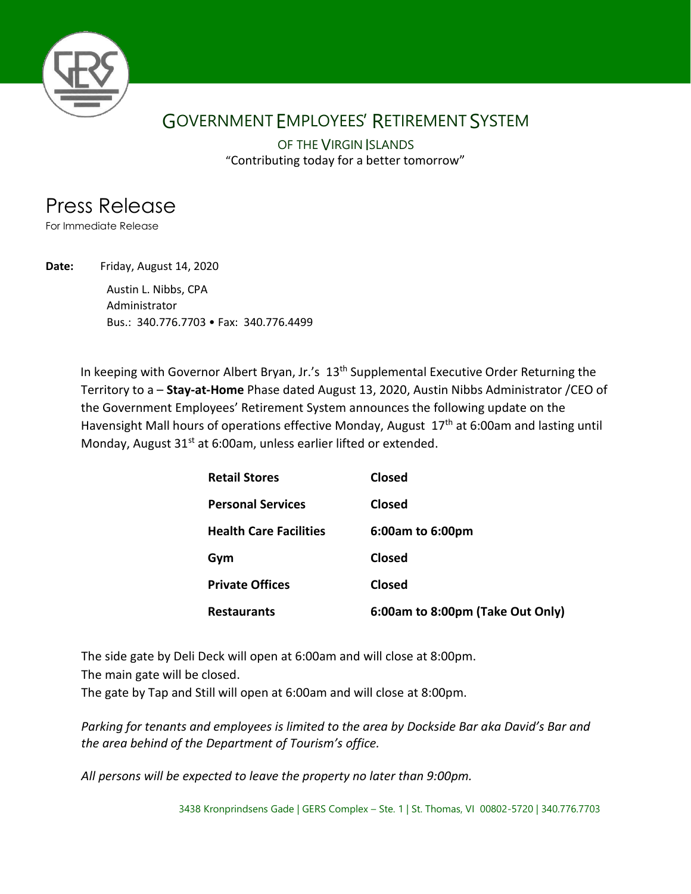# GOVERNMENT EMPLOYEES' RETIREMENT SYSTEM

OF THE VIRGIN ISLANDS

"Contributing today for a better tomorrow"

# Press Release

For Immediate Release

**Date:** Friday, August 14, 2020

Austin L. Nibbs, CPA
Administrator
Bus.: 340.776.7703 • Fax: 340.776.4499

In keeping with Governor Albert Bryan, Jr.'s 13th Supplemental Executive Order Returning the Territory to a – **Stay-at-Home** Phase dated August 13, 2020, Austin Nibbs Administrator /CEO of the Government Employees' Retirement System announces the following update on the Havensight Mall hours of operations effective Monday, August 17th at 6:00am and lasting until Monday, August 31st at 6:00am, unless earlier lifted or extended.

| | |
|---|---|
| **Retail Stores** | **Closed** |
| **Personal Services** | **Closed** |
| **Health Care Facilities** | **6:00am to 6:00pm** |
| **Gym** | **Closed** |
| **Private Offices** | **Closed** |
| **Restaurants** | **6:00am to 8:00pm (Take Out Only)** |

The side gate by Deli Deck will open at 6:00am and will close at 8:00pm.
The main gate will be closed.
The gate by Tap and Still will open at 6:00am and will close at 8:00pm.

*Parking for tenants and employees is limited to the area by Dockside Bar aka David's Bar and the area behind of the Department of Tourism's office.*

*All persons will be expected to leave the property no later than 9:00pm.*

3438 Kronprindsens Gade | GERS Complex – Ste. 1 | St. Thomas, VI 00802-5720 | 340.776.7703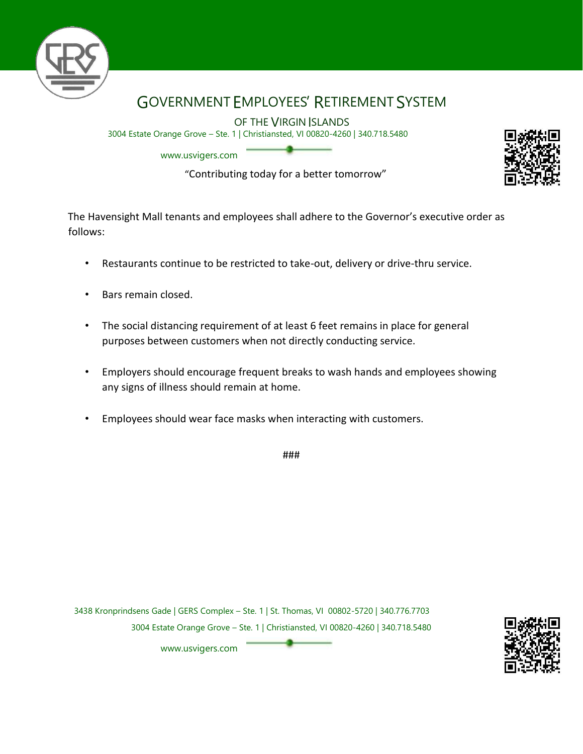# GOVERNMENT EMPLOYEES' RETIREMENT SYSTEM

OF THE VIRGIN ISLANDS

3004 Estate Orange Grove – Ste. 1 | Christiansted, VI 00820-4260 | 340.718.5480

www.usvigers.com

"Contributing today for a better tomorrow"

The Havensight Mall tenants and employees shall adhere to the Governor's executive order as follows:

- Restaurants continue to be restricted to take-out, delivery or drive-thru service.
- Bars remain closed.
- The social distancing requirement of at least 6 feet remains in place for general purposes between customers when not directly conducting service.
- Employers should encourage frequent breaks to wash hands and employees showing any signs of illness should remain at home.
- Employees should wear face masks when interacting with customers.

###

3438 Kronprindsens Gade | GERS Complex – Ste. 1 | St. Thomas, VI 00802-5720 | 340.776.7703

3004 Estate Orange Grove – Ste. 1 | Christiansted, VI 00820-4260 | 340.718.5480

www.usvigers.com